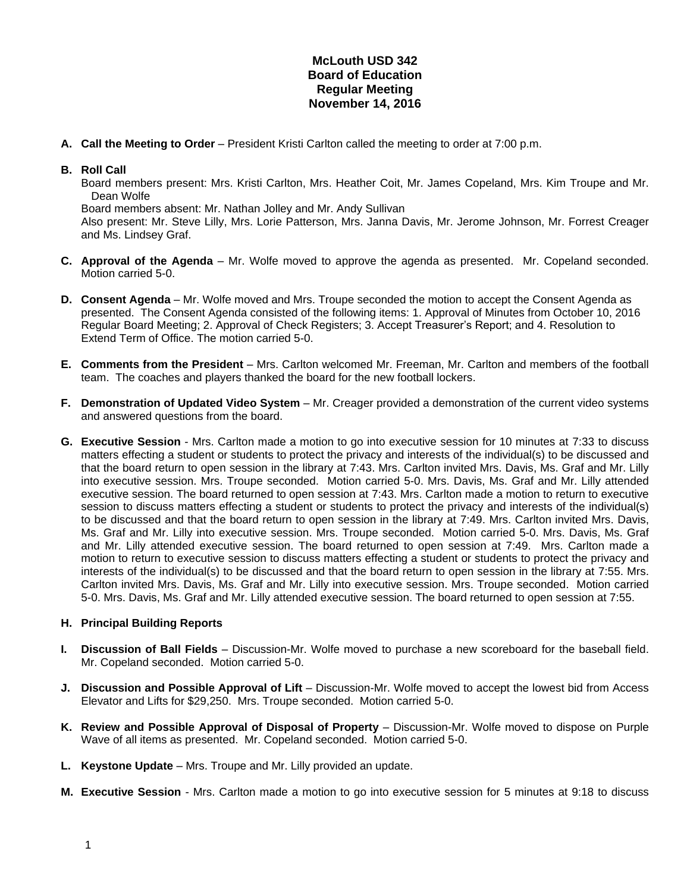# McLouth USD 342
## Board of Education
## Regular Meeting
## November 14, 2016

**A. Call the Meeting to Order** – President Kristi Carlton called the meeting to order at 7:00 p.m.

**B. Roll Call**
Board members present: Mrs. Kristi Carlton, Mrs. Heather Coit, Mr. James Copeland, Mrs. Kim Troupe and Mr. Dean Wolfe
Board members absent: Mr. Nathan Jolley and Mr. Andy Sullivan
Also present: Mr. Steve Lilly, Mrs. Lorie Patterson, Mrs. Janna Davis, Mr. Jerome Johnson, Mr. Forrest Creager and Ms. Lindsey Graf.

**C. Approval of the Agenda** – Mr. Wolfe moved to approve the agenda as presented. Mr. Copeland seconded. Motion carried 5-0.

**D. Consent Agenda** – Mr. Wolfe moved and Mrs. Troupe seconded the motion to accept the Consent Agenda as presented. The Consent Agenda consisted of the following items: 1. Approval of Minutes from October 10, 2016 Regular Board Meeting; 2. Approval of Check Registers; 3. Accept Treasurer's Report; and 4. Resolution to Extend Term of Office. The motion carried 5-0.

**E. Comments from the President** – Mrs. Carlton welcomed Mr. Freeman, Mr. Carlton and members of the football team. The coaches and players thanked the board for the new football lockers.

**F. Demonstration of Updated Video System** – Mr. Creager provided a demonstration of the current video systems and answered questions from the board.

**G. Executive Session** - Mrs. Carlton made a motion to go into executive session for 10 minutes at 7:33 to discuss matters effecting a student or students to protect the privacy and interests of the individual(s) to be discussed and that the board return to open session in the library at 7:43. Mrs. Carlton invited Mrs. Davis, Ms. Graf and Mr. Lilly into executive session. Mrs. Troupe seconded. Motion carried 5-0. Mrs. Davis, Ms. Graf and Mr. Lilly attended executive session. The board returned to open session at 7:43. Mrs. Carlton made a motion to return to executive session to discuss matters effecting a student or students to protect the privacy and interests of the individual(s) to be discussed and that the board return to open session in the library at 7:49. Mrs. Carlton invited Mrs. Davis, Ms. Graf and Mr. Lilly into executive session. Mrs. Troupe seconded. Motion carried 5-0. Mrs. Davis, Ms. Graf and Mr. Lilly attended executive session. The board returned to open session at 7:49. Mrs. Carlton made a motion to return to executive session to discuss matters effecting a student or students to protect the privacy and interests of the individual(s) to be discussed and that the board return to open session in the library at 7:55. Mrs. Carlton invited Mrs. Davis, Ms. Graf and Mr. Lilly into executive session. Mrs. Troupe seconded. Motion carried 5-0. Mrs. Davis, Ms. Graf and Mr. Lilly attended executive session. The board returned to open session at 7:55.

**H. Principal Building Reports**

**I. Discussion of Ball Fields** – Discussion-Mr. Wolfe moved to purchase a new scoreboard for the baseball field. Mr. Copeland seconded. Motion carried 5-0.

**J. Discussion and Possible Approval of Lift** – Discussion-Mr. Wolfe moved to accept the lowest bid from Access Elevator and Lifts for $29,250. Mrs. Troupe seconded. Motion carried 5-0.

**K. Review and Possible Approval of Disposal of Property** – Discussion-Mr. Wolfe moved to dispose on Purple Wave of all items as presented. Mr. Copeland seconded. Motion carried 5-0.

**L. Keystone Update** – Mrs. Troupe and Mr. Lilly provided an update.

**M. Executive Session** - Mrs. Carlton made a motion to go into executive session for 5 minutes at 9:18 to discuss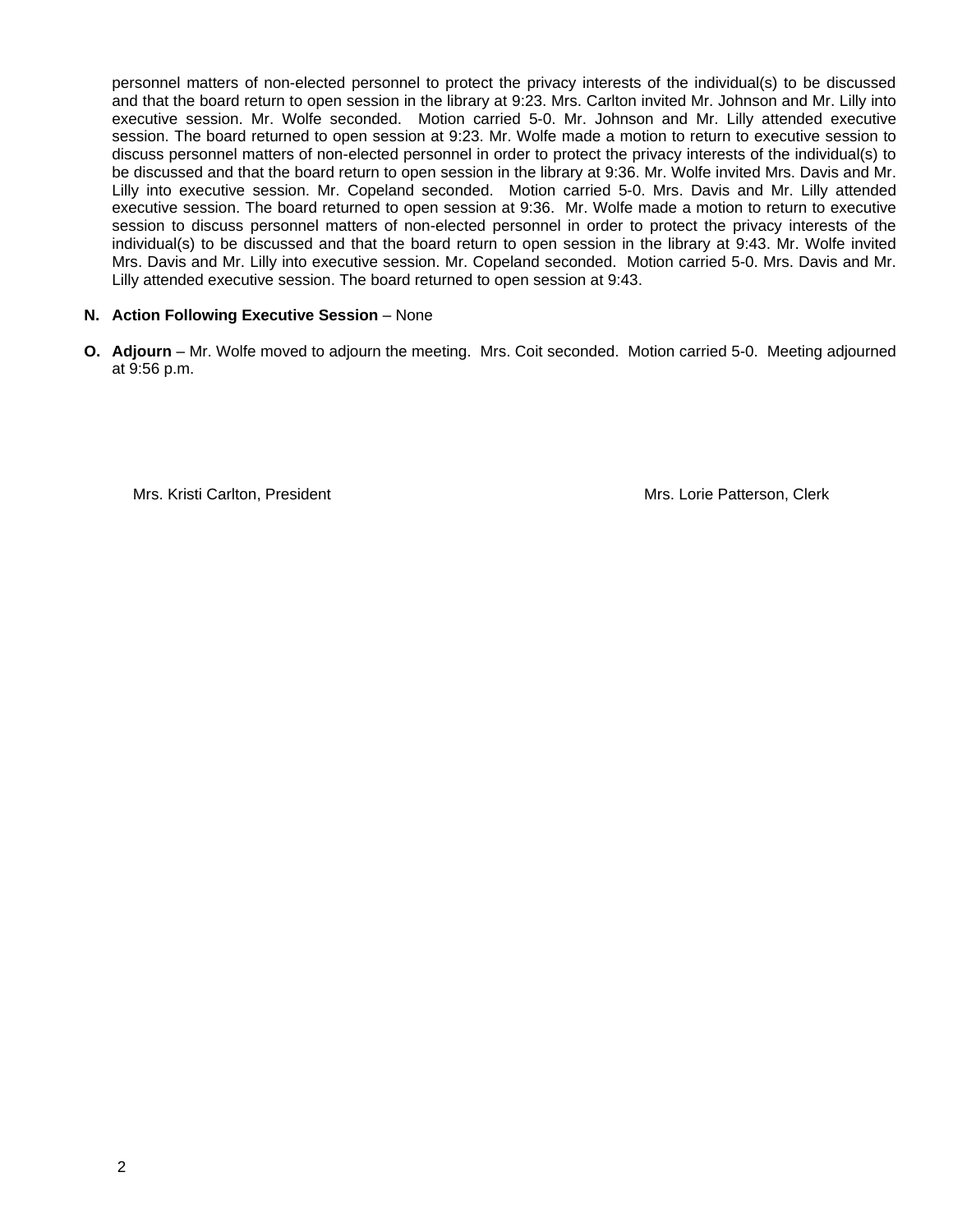personnel matters of non-elected personnel to protect the privacy interests of the individual(s) to be discussed and that the board return to open session in the library at 9:23. Mrs. Carlton invited Mr. Johnson and Mr. Lilly into executive session. Mr. Wolfe seconded. Motion carried 5-0. Mr. Johnson and Mr. Lilly attended executive session. The board returned to open session at 9:23. Mr. Wolfe made a motion to return to executive session to discuss personnel matters of non-elected personnel in order to protect the privacy interests of the individual(s) to be discussed and that the board return to open session in the library at 9:36. Mr. Wolfe invited Mrs. Davis and Mr. Lilly into executive session. Mr. Copeland seconded. Motion carried 5-0. Mrs. Davis and Mr. Lilly attended executive session. The board returned to open session at 9:36. Mr. Wolfe made a motion to return to executive session to discuss personnel matters of non-elected personnel in order to protect the privacy interests of the individual(s) to be discussed and that the board return to open session in the library at 9:43. Mr. Wolfe invited Mrs. Davis and Mr. Lilly into executive session. Mr. Copeland seconded. Motion carried 5-0. Mrs. Davis and Mr. Lilly attended executive session. The board returned to open session at 9:43.

**N. Action Following Executive Session** – None

**O. Adjourn** – Mr. Wolfe moved to adjourn the meeting. Mrs. Coit seconded. Motion carried 5-0. Meeting adjourned at 9:56 p.m.

Mrs. Kristi Carlton, President

Mrs. Lorie Patterson, Clerk